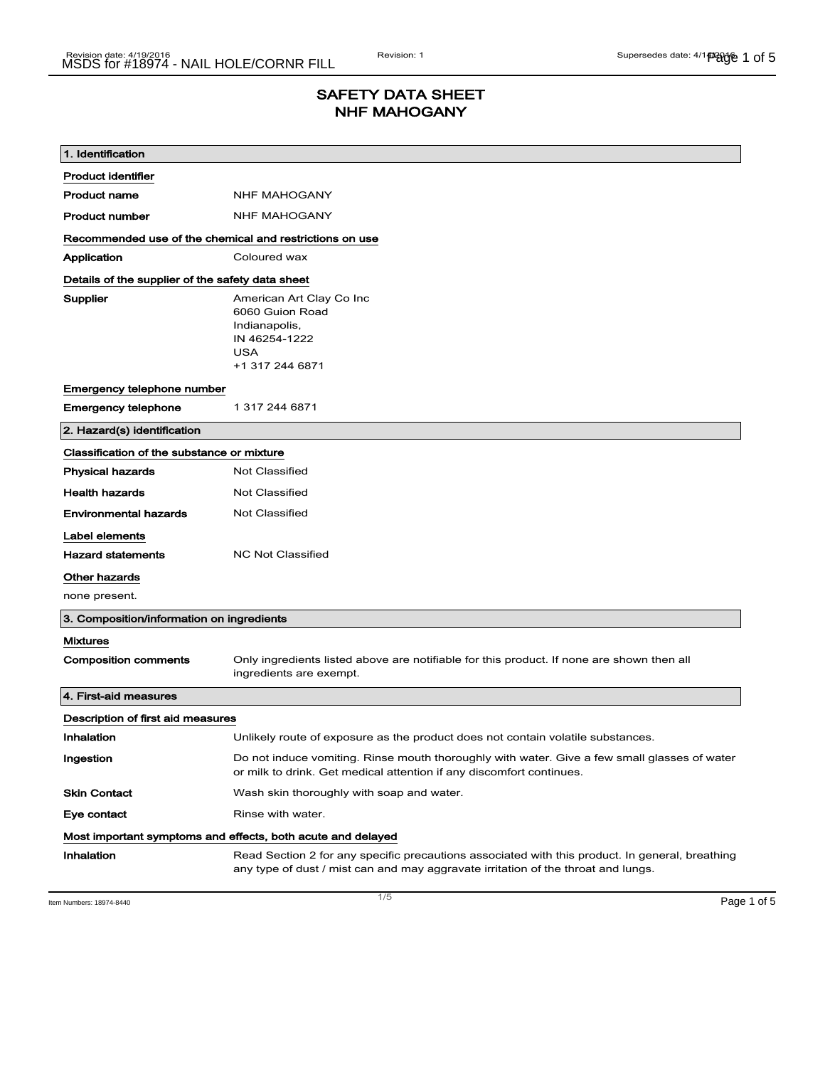# SAFETY DATA SHEET
# NHF MAHOGANY

## 1. Identification

**Product identifier**

| | |
|---|---|
| **Product name** | NHF MAHOGANY |
| **Product number** | NHF MAHOGANY |

**Recommended use of the chemical and restrictions on use**

| | |
|---|---|
| **Application** | Coloured wax |

**Details of the supplier of the safety data sheet**

**Supplier**
American Art Clay Co Inc
6060 Guion Road
Indianapolis,
IN 46254-1222
USA
+1 317 244 6871

**Emergency telephone number**

| | |
|---|---|
| **Emergency telephone** | 1 317 244 6871 |

## 2. Hazard(s) identification

**Classification of the substance or mixture**

| | |
|---|---|
| **Physical hazards** | Not Classified |
| **Health hazards** | Not Classified |
| **Environmental hazards** | Not Classified |

**Label elements**

| | |
|---|---|
| **Hazard statements** | NC Not Classified |

**Other hazards**

none present.

## 3. Composition/information on ingredients

**Mixtures**

| | |
|---|---|
| **Composition comments** | Only ingredients listed above are notifiable for this product. If none are shown then all ingredients are exempt. |

## 4. First-aid measures

**Description of first aid measures**

| | |
|---|---|
| **Inhalation** | Unlikely route of exposure as the product does not contain volatile substances. |
| **Ingestion** | Do not induce vomiting. Rinse mouth thoroughly with water. Give a few small glasses of water or milk to drink. Get medical attention if any discomfort continues. |
| **Skin Contact** | Wash skin thoroughly with soap and water. |
| **Eye contact** | Rinse with water. |

**Most important symptoms and effects, both acute and delayed**

| | |
|---|---|
| **Inhalation** | Read Section 2 for any specific precautions associated with this product. In general, breathing any type of dust / mist can and may aggravate irritation of the throat and lungs. |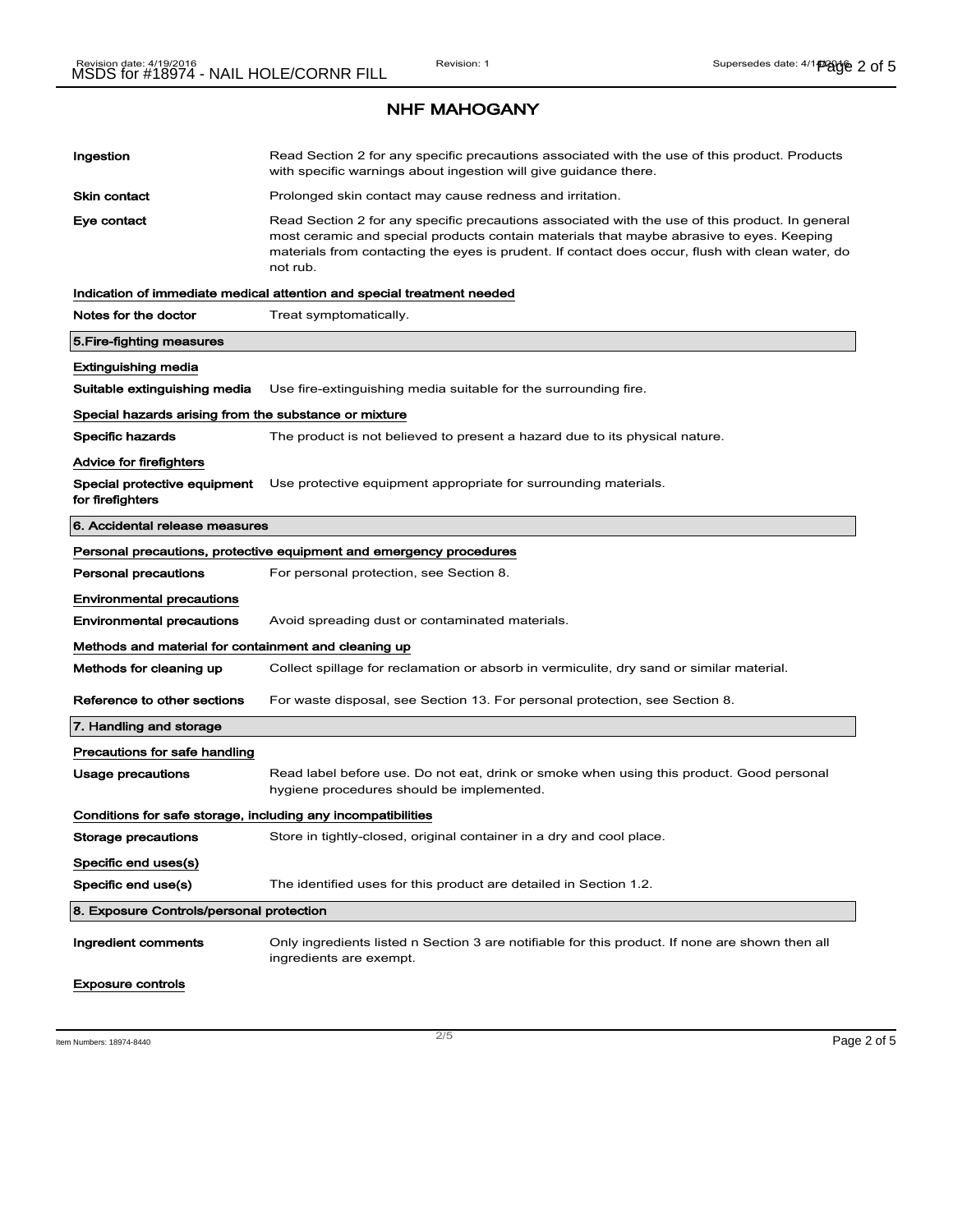# NHF MAHOGANY

| | |
|---|---|
| **Ingestion** | Read Section 2 for any specific precautions associated with the use of this product. Products with specific warnings about ingestion will give guidance there. |
| **Skin contact** | Prolonged skin contact may cause redness and irritation. |
| **Eye contact** | Read Section 2 for any specific precautions associated with the use of this product. In general most ceramic and special products contain materials that maybe abrasive to eyes. Keeping materials from contacting the eyes is prudent. If contact does occur, flush with clean water, do not rub. |

**Indication of immediate medical attention and special treatment needed**

| | |
|---|---|
| **Notes for the doctor** | Treat symptomatically. |

## 5.Fire-fighting measures

**Extinguishing media**

| | |
|---|---|
| **Suitable extinguishing media** | Use fire-extinguishing media suitable for the surrounding fire. |

**Special hazards arising from the substance or mixture**

| | |
|---|---|
| **Specific hazards** | The product is not believed to present a hazard due to its physical nature. |

**Advice for firefighters**

| | |
|---|---|
| **Special protective equipment for firefighters** | Use protective equipment appropriate for surrounding materials. |

## 6. Accidental release measures

**Personal precautions, protective equipment and emergency procedures**

| | |
|---|---|
| **Personal precautions** | For personal protection, see Section 8. |

**Environmental precautions**

| | |
|---|---|
| **Environmental precautions** | Avoid spreading dust or contaminated materials. |

**Methods and material for containment and cleaning up**

| | |
|---|---|
| **Methods for cleaning up** | Collect spillage for reclamation or absorb in vermiculite, dry sand or similar material. |
| **Reference to other sections** | For waste disposal, see Section 13. For personal protection, see Section 8. |

## 7. Handling and storage

**Precautions for safe handling**

| | |
|---|---|
| **Usage precautions** | Read label before use. Do not eat, drink or smoke when using this product. Good personal hygiene procedures should be implemented. |

**Conditions for safe storage, including any incompatibilities**

| | |
|---|---|
| **Storage precautions** | Store in tightly-closed, original container in a dry and cool place. |

**Specific end uses(s)**

| | |
|---|---|
| **Specific end use(s)** | The identified uses for this product are detailed in Section 1.2. |

## 8. Exposure Controls/personal protection

| | |
|---|---|
| **Ingredient comments** | Only ingredients listed n Section 3 are notifiable for this product. If none are shown then all ingredients are exempt. |

**Exposure controls**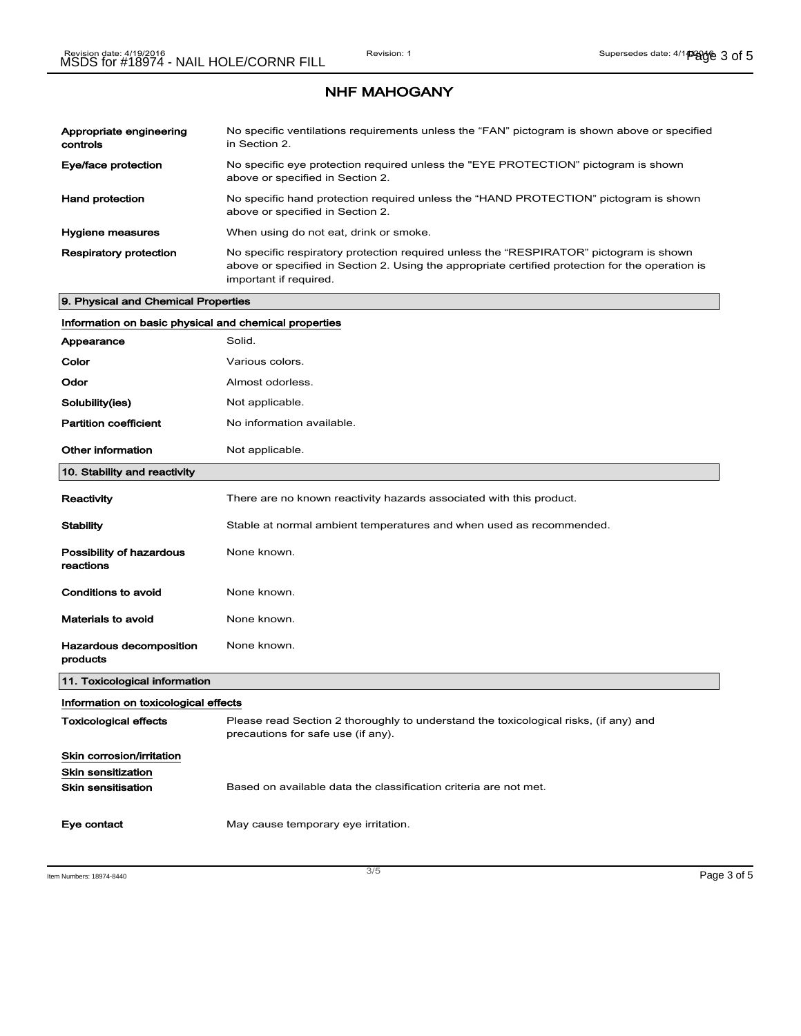## NHF MAHOGANY

| | |
|---|---|
| **Appropriate engineering controls** | No specific ventilations requirements unless the "FAN" pictogram is shown above or specified in Section 2. |
| **Eye/face protection** | No specific eye protection required unless the "EYE PROTECTION" pictogram is shown above or specified in Section 2. |
| **Hand protection** | No specific hand protection required unless the "HAND PROTECTION" pictogram is shown above or specified in Section 2. |
| **Hygiene measures** | When using do not eat, drink or smoke. |
| **Respiratory protection** | No specific respiratory protection required unless the "RESPIRATOR" pictogram is shown above or specified in Section 2. Using the appropriate certified protection for the operation is important if required. |

### 9. Physical and Chemical Properties

Information on basic physical and chemical properties

| | |
|---|---|
| **Appearance** | Solid. |
| **Color** | Various colors. |
| **Odor** | Almost odorless. |
| **Solubility(ies)** | Not applicable. |
| **Partition coefficient** | No information available. |
| **Other information** | Not applicable. |

### 10. Stability and reactivity

| | |
|---|---|
| **Reactivity** | There are no known reactivity hazards associated with this product. |
| **Stability** | Stable at normal ambient temperatures and when used as recommended. |
| **Possibility of hazardous reactions** | None known. |
| **Conditions to avoid** | None known. |
| **Materials to avoid** | None known. |
| **Hazardous decomposition products** | None known. |

### 11. Toxicological information

Information on toxicological effects

| | |
|---|---|
| **Toxicological effects** | Please read Section 2 thoroughly to understand the toxicological risks, (if any) and precautions for safe use (if any). |

Skin corrosion/irritation

Skin sensitization

| | |
|---|---|
| **Skin sensitisation** | Based on available data the classification criteria are not met. |
| **Eye contact** | May cause temporary eye irritation. |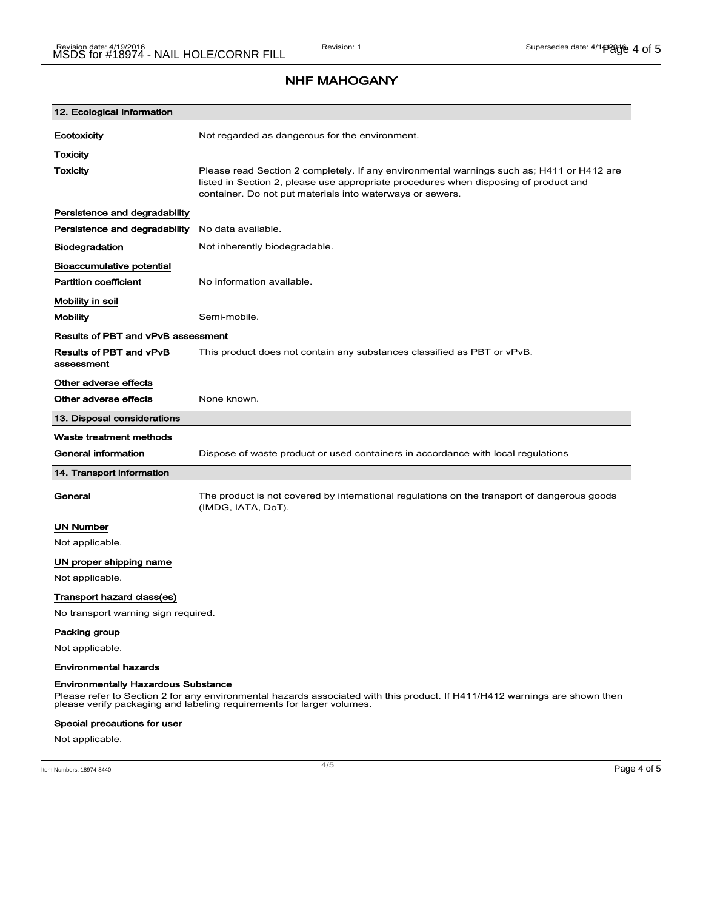## NHF MAHOGANY

### 12. Ecological Information

**Ecotoxicity** Not regarded as dangerous for the environment.

**Toxicity**

**Toxicity** Please read Section 2 completely. If any environmental warnings such as; H411 or H412 are listed in Section 2, please use appropriate procedures when disposing of product and container. Do not put materials into waterways or sewers.

**Persistence and degradability**

**Persistence and degradability** No data available.

**Biodegradation** Not inherently biodegradable.

**Bioaccumulative potential**

**Partition coefficient** No information available.

**Mobility in soil**

**Mobility** Semi-mobile.

**Results of PBT and vPvB assessment**

**Results of PBT and vPvB assessment** This product does not contain any substances classified as PBT or vPvB.

**Other adverse effects**

**Other adverse effects** None known.

### 13. Disposal considerations

**Waste treatment methods**

**General information** Dispose of waste product or used containers in accordance with local regulations

### 14. Transport information

**General** The product is not covered by international regulations on the transport of dangerous goods (IMDG, IATA, DoT).

**UN Number**

Not applicable.

**UN proper shipping name**

Not applicable.

**Transport hazard class(es)**

No transport warning sign required.

**Packing group**

Not applicable.

**Environmental hazards**

**Environmentally Hazardous Substance**

Please refer to Section 2 for any environmental hazards associated with this product. If H411/H412 warnings are shown then please verify packaging and labeling requirements for larger volumes.

**Special precautions for user**

Not applicable.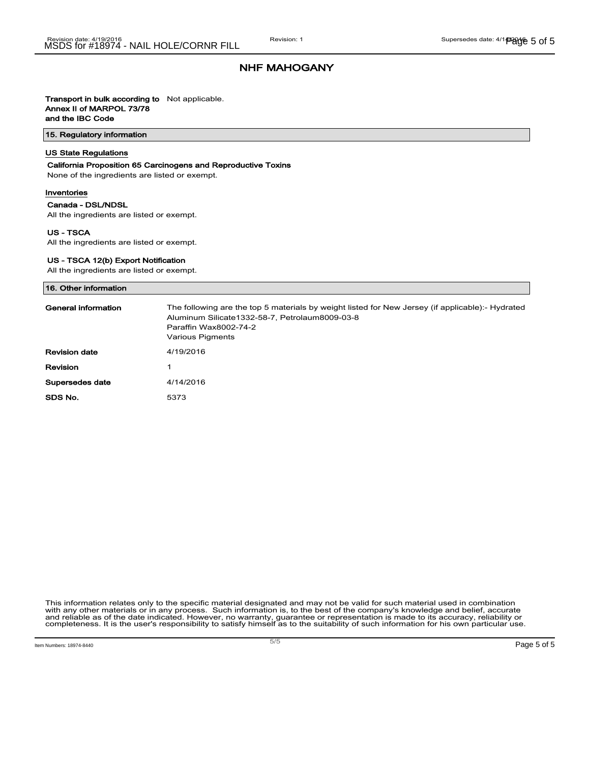## NHF MAHOGANY

| | |
|---|---|
| **Transport in bulk according to Annex II of MARPOL 73/78 and the IBC Code** | Not applicable. |

## 15. Regulatory information

### US State Regulations

**California Proposition 65 Carcinogens and Reproductive Toxins**

None of the ingredients are listed or exempt.

### Inventories

**Canada - DSL/NDSL**

All the ingredients are listed or exempt.

**US - TSCA**

All the ingredients are listed or exempt.

**US - TSCA 12(b) Export Notification**

All the ingredients are listed or exempt.

## 16. Other information

| | |
|---|---|
| **General information** | The following are the top 5 materials by weight listed for New Jersey (if applicable):- Hydrated Aluminum Silicate1332-58-7, Petrolaum8009-03-8<br>Paraffin Wax8002-74-2<br>Various Pigments |
| **Revision date** | 4/19/2016 |
| **Revision** | 1 |
| **Supersedes date** | 4/14/2016 |
| **SDS No.** | 5373 |

This information relates only to the specific material designated and may not be valid for such material used in combination with any other materials or in any process. Such information is, to the best of the company's knowledge and belief, accurate and reliable as of the date indicated. However, no warranty, guarantee or representation is made to its accuracy, reliability or completeness. It is the user's responsibility to satisfy himself as to the suitability of such information for his own particular use.

Item Numbers: 18974-8440